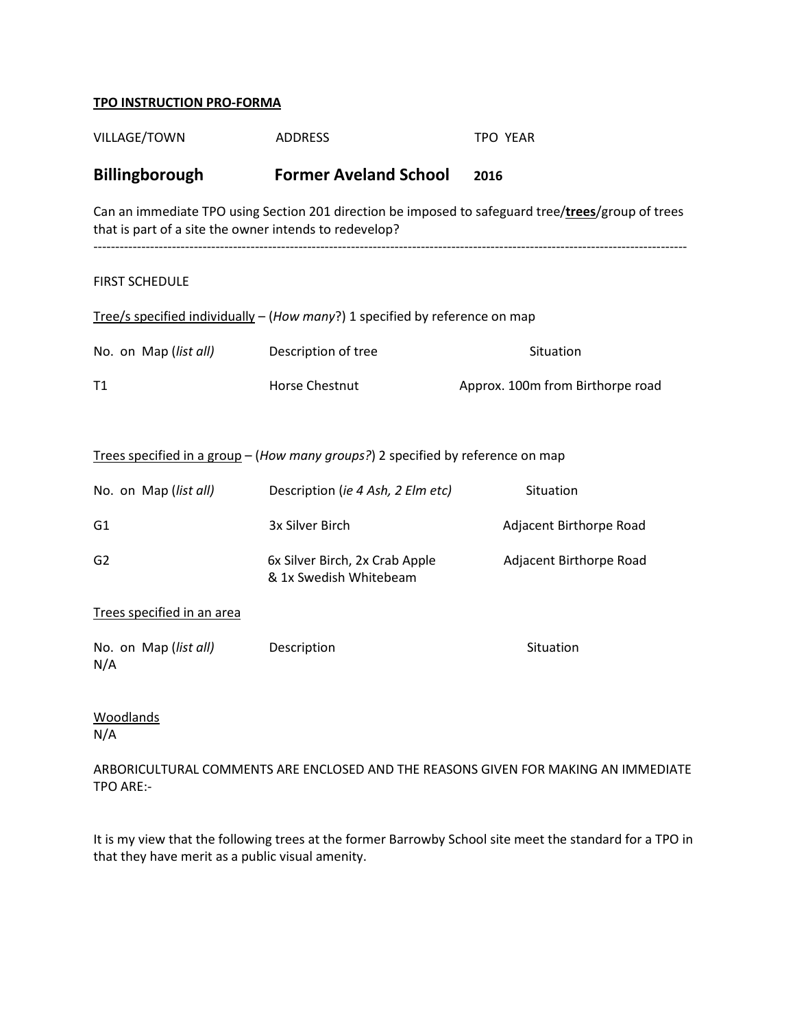**TPO INSTRUCTION PRO-FORMA**

| VILLAGE/TOWN | ADDRESS | TPO YEAR |
|---|---|---|
| **Billingborough** | **Former Aveland School** | **2016** |

Can an immediate TPO using Section 201 direction be imposed to safeguard tree/**trees**/group of trees that is part of a site the owner intends to redevelop?

---

FIRST SCHEDULE

Tree/s specified individually – (*How many*?) 1 specified by reference on map

| No. on Map (*list all*) | Description of tree | Situation |
|---|---|---|
| T1 | Horse Chestnut | Approx. 100m from Birthorpe road |

Trees specified in a group – (*How many groups?*) 2 specified by reference on map

| No. on Map (*list all*) | Description (*ie 4 Ash, 2 Elm etc*) | Situation |
|---|---|---|
| G1 | 3x Silver Birch | Adjacent Birthorpe Road |
| G2 | 6x Silver Birch, 2x Crab Apple & 1x Swedish Whitebeam | Adjacent Birthorpe Road |

Trees specified in an area

| No. on Map (*list all*) | Description | Situation |
|---|---|---|
| N/A | | |

Woodlands

N/A

ARBORICULTURAL COMMENTS ARE ENCLOSED AND THE REASONS GIVEN FOR MAKING AN IMMEDIATE TPO ARE:-

It is my view that the following trees at the former Barrowby School site meet the standard for a TPO in that they have merit as a public visual amenity.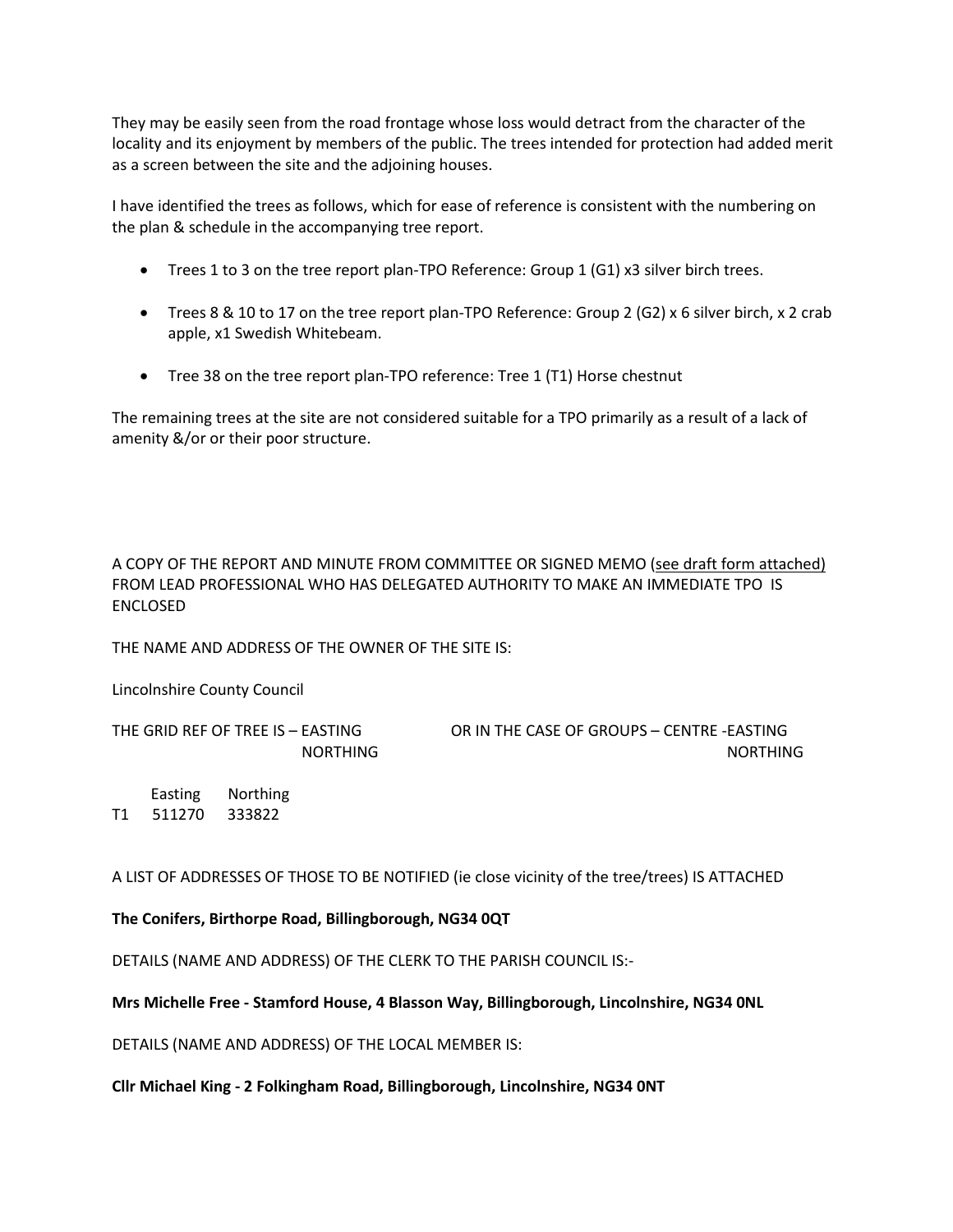They may be easily seen from the road frontage whose loss would detract from the character of the locality and its enjoyment by members of the public. The trees intended for protection had added merit as a screen between the site and the adjoining houses.

I have identified the trees as follows, which for ease of reference is consistent with the numbering on the plan & schedule in the accompanying tree report.

- Trees 1 to 3 on the tree report plan-TPO Reference: Group 1 (G1) x3 silver birch trees.
- Trees 8 & 10 to 17 on the tree report plan-TPO Reference: Group 2 (G2) x 6 silver birch, x 2 crab apple, x1 Swedish Whitebeam.
- Tree 38 on the tree report plan-TPO reference: Tree 1 (T1) Horse chestnut

The remaining trees at the site are not considered suitable for a TPO primarily as a result of a lack of amenity &/or or their poor structure.

A COPY OF THE REPORT AND MINUTE FROM COMMITTEE OR SIGNED MEMO (<u>see draft form attached)</u> FROM LEAD PROFESSIONAL WHO HAS DELEGATED AUTHORITY TO MAKE AN IMMEDIATE TPO IS ENCLOSED

THE NAME AND ADDRESS OF THE OWNER OF THE SITE IS:

Lincolnshire County Council

THE GRID REF OF TREE IS – EASTING
NORTHING

OR IN THE CASE OF GROUPS – CENTRE -EASTING
NORTHING

| | Easting | Northing |
|---|---|---|
| T1 | 511270 | 333822 |

A LIST OF ADDRESSES OF THOSE TO BE NOTIFIED (ie close vicinity of the tree/trees) IS ATTACHED

**The Conifers, Birthorpe Road, Billingborough, NG34 0QT**

DETAILS (NAME AND ADDRESS) OF THE CLERK TO THE PARISH COUNCIL IS:-

**Mrs Michelle Free - Stamford House, 4 Blasson Way, Billingborough, Lincolnshire, NG34 0NL**

DETAILS (NAME AND ADDRESS) OF THE LOCAL MEMBER IS:

**Cllr Michael King - 2 Folkingham Road, Billingborough, Lincolnshire, NG34 0NT**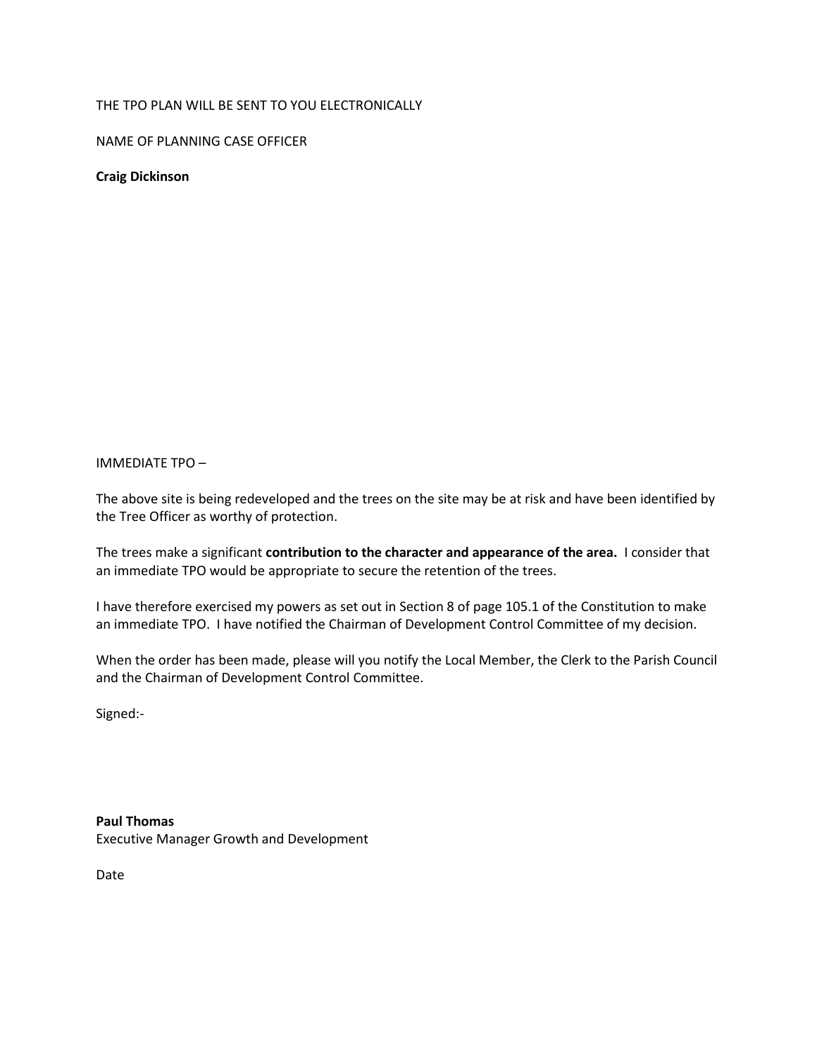THE TPO PLAN WILL BE SENT TO YOU ELECTRONICALLY

NAME OF PLANNING CASE OFFICER

**Craig Dickinson**

IMMEDIATE TPO –

The above site is being redeveloped and the trees on the site may be at risk and have been identified by the Tree Officer as worthy of protection.

The trees make a significant **contribution to the character and appearance of the area.** I consider that an immediate TPO would be appropriate to secure the retention of the trees.

I have therefore exercised my powers as set out in Section 8 of page 105.1 of the Constitution to make an immediate TPO. I have notified the Chairman of Development Control Committee of my decision.

When the order has been made, please will you notify the Local Member, the Clerk to the Parish Council and the Chairman of Development Control Committee.

Signed:-

**Paul Thomas**
Executive Manager Growth and Development

Date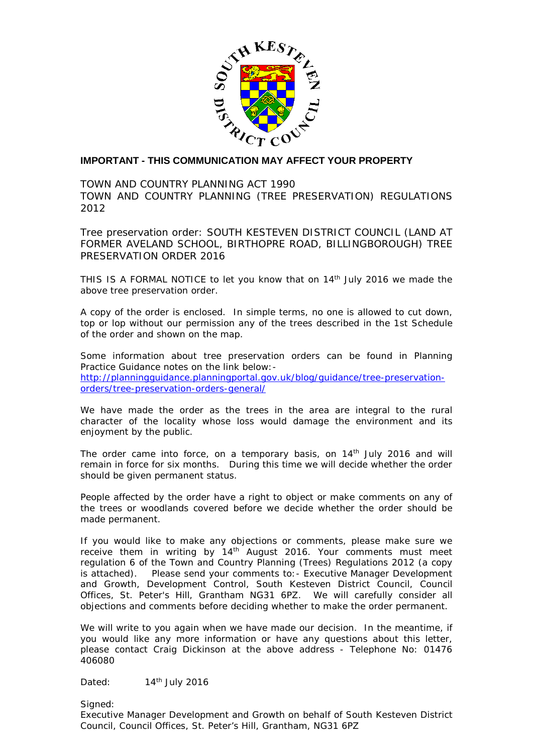**IMPORTANT - THIS COMMUNICATION MAY AFFECT YOUR PROPERTY**

TOWN AND COUNTRY PLANNING ACT 1990
TOWN AND COUNTRY PLANNING (TREE PRESERVATION) REGULATIONS 2012

Tree preservation order: SOUTH KESTEVEN DISTRICT COUNCIL (LAND AT FORMER AVELAND SCHOOL, BIRTHOPRE ROAD, BILLINGBOROUGH) TREE PRESERVATION ORDER 2016

THIS IS A FORMAL NOTICE to let you know that on 14th July 2016 we made the above tree preservation order.

A copy of the order is enclosed. In simple terms, no one is allowed to cut down, top or lop without our permission any of the trees described in the 1st Schedule of the order and shown on the map.

Some information about tree preservation orders can be found in Planning Practice Guidance notes on the link below:-
http://planningguidance.planningportal.gov.uk/blog/guidance/tree-preservation-orders/tree-preservation-orders-general/

We have made the order as the trees in the area are integral to the rural character of the locality whose loss would damage the environment and its enjoyment by the public.

The order came into force, on a temporary basis, on 14th July 2016 and will remain in force for six months. During this time we will decide whether the order should be given permanent status.

People affected by the order have a right to object or make comments on any of the trees or woodlands covered before we decide whether the order should be made permanent.

If you would like to make any objections or comments, please make sure we receive them in writing by 14th August 2016. Your comments must meet regulation 6 of the Town and Country Planning (Trees) Regulations 2012 (a copy is attached). Please send your comments to:- Executive Manager Development and Growth, Development Control, South Kesteven District Council, Council Offices, St. Peter's Hill, Grantham NG31 6PZ. We will carefully consider all objections and comments before deciding whether to make the order permanent.

We will write to you again when we have made our decision. In the meantime, if you would like any more information or have any questions about this letter, please contact Craig Dickinson at the above address - Telephone No: 01476 406080

Dated: 14th July 2016

Signed:
Executive Manager Development and Growth on behalf of South Kesteven District Council, Council Offices, St. Peter's Hill, Grantham, NG31 6PZ